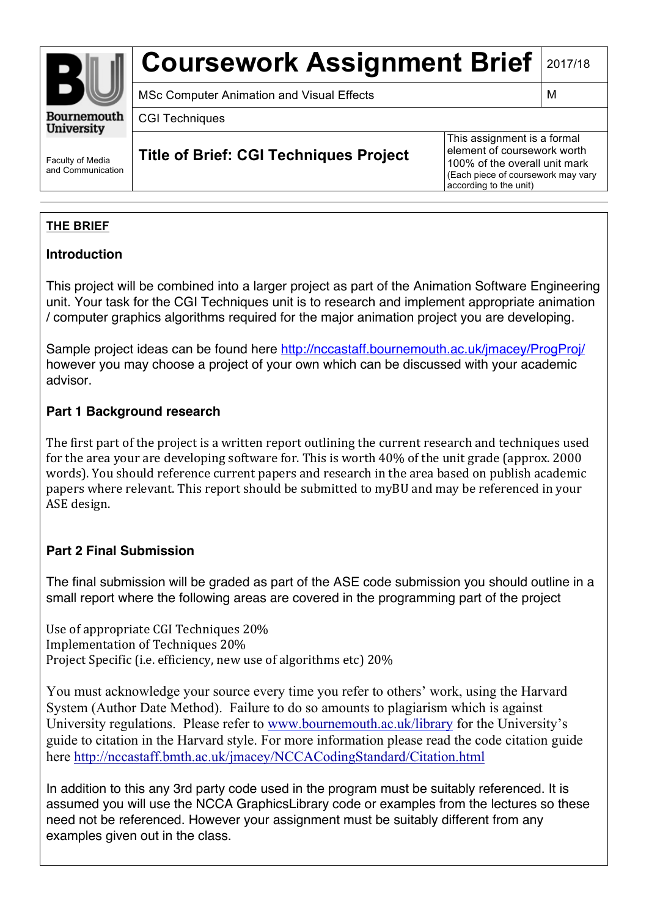| Bournemouth University | Coursework Assignment Brief | 2017/18 |
|---|---|---|
| Faculty of Media and Communication | MSc Computer Animation and Visual Effects | M |
| | CGI Techniques | |
| | **Title of Brief: CGI Techniques Project** | This assignment is a formal element of coursework worth 100% of the overall unit mark (Each piece of coursework may vary according to the unit) |

## THE BRIEF

### Introduction

This project will be combined into a larger project as part of the Animation Software Engineering unit. Your task for the CGI Techniques unit is to research and implement appropriate animation / computer graphics algorithms required for the major animation project you are developing.

Sample project ideas can be found here http://nccastaff.bournemouth.ac.uk/jmacey/ProgProj/ however you may choose a project of your own which can be discussed with your academic advisor.

### Part 1 Background research

The first part of the project is a written report outlining the current research and techniques used for the area your are developing software for. This is worth 40% of the unit grade (approx. 2000 words). You should reference current papers and research in the area based on publish academic papers where relevant. This report should be submitted to myBU and may be referenced in your ASE design.

### Part 2 Final Submission

The final submission will be graded as part of the ASE code submission you should outline in a small report where the following areas are covered in the programming part of the project

Use of appropriate CGI Techniques 20%
Implementation of Techniques 20%
Project Specific (i.e. efficiency, new use of algorithms etc) 20%

You must acknowledge your source every time you refer to others' work, using the Harvard System (Author Date Method). Failure to do so amounts to plagiarism which is against University regulations. Please refer to www.bournemouth.ac.uk/library for the University's guide to citation in the Harvard style. For more information please read the code citation guide here http://nccastaff.bmth.ac.uk/jmacey/NCCACodingStandard/Citation.html

In addition to this any 3rd party code used in the program must be suitably referenced. It is assumed you will use the NCCA GraphicsLibrary code or examples from the lectures so these need not be referenced. However your assignment must be suitably different from any examples given out in the class.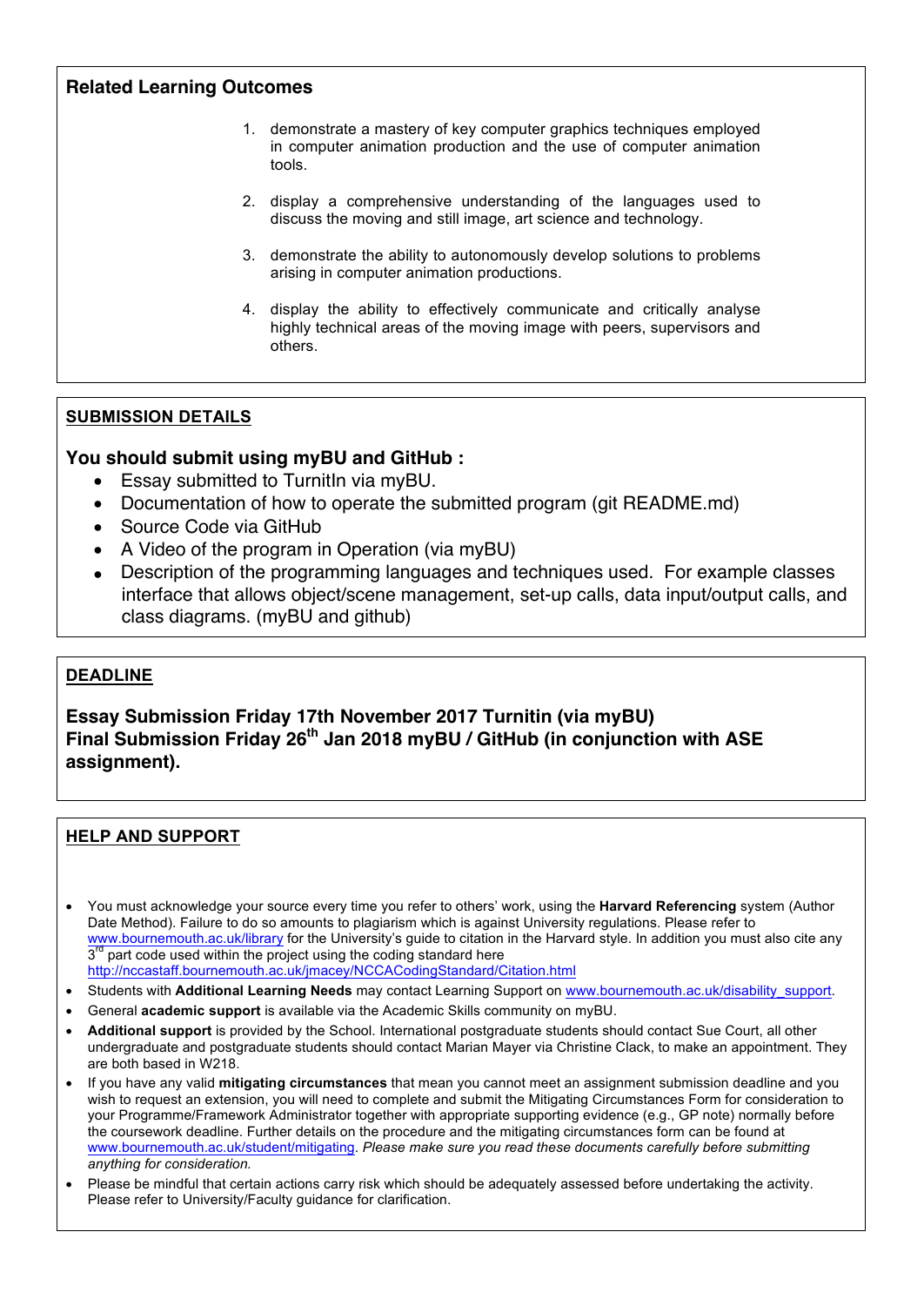## Related Learning Outcomes

1. demonstrate a mastery of key computer graphics techniques employed in computer animation production and the use of computer animation tools.

2. display a comprehensive understanding of the languages used to discuss the moving and still image, art science and technology.

3. demonstrate the ability to autonomously develop solutions to problems arising in computer animation productions.

4. display the ability to effectively communicate and critically analyse highly technical areas of the moving image with peers, supervisors and others.

## SUBMISSION DETAILS

### You should submit using myBU and GitHub :

- Essay submitted to TurnitIn via myBU.
- Documentation of how to operate the submitted program (git README.md)
- Source Code via GitHub
- A Video of the program in Operation (via myBU)
- Description of the programming languages and techniques used. For example classes interface that allows object/scene management, set-up calls, data input/output calls, and class diagrams. (myBU and github)

## DEADLINE

**Essay Submission Friday 17th November 2017 Turnitin (via myBU)**
**Final Submission Friday 26th Jan 2018 myBU / GitHub (in conjunction with ASE assignment).**

## HELP AND SUPPORT

- You must acknowledge your source every time you refer to others' work, using the **Harvard Referencing** system (Author Date Method). Failure to do so amounts to plagiarism which is against University regulations. Please refer to www.bournemouth.ac.uk/library for the University's guide to citation in the Harvard style. In addition you must also cite any 3rd part code used within the project using the coding standard here http://nccastaff.bournemouth.ac.uk/jmacey/NCCACodingStandard/Citation.html
- Students with **Additional Learning Needs** may contact Learning Support on www.bournemouth.ac.uk/disability_support.
- General **academic support** is available via the Academic Skills community on myBU.
- **Additional support** is provided by the School. International postgraduate students should contact Sue Court, all other undergraduate and postgraduate students should contact Marian Mayer via Christine Clack, to make an appointment. They are both based in W218.
- If you have any valid **mitigating circumstances** that mean you cannot meet an assignment submission deadline and you wish to request an extension, you will need to complete and submit the Mitigating Circumstances Form for consideration to your Programme/Framework Administrator together with appropriate supporting evidence (e.g., GP note) normally before the coursework deadline. Further details on the procedure and the mitigating circumstances form can be found at www.bournemouth.ac.uk/student/mitigating. *Please make sure you read these documents carefully before submitting anything for consideration.*
- Please be mindful that certain actions carry risk which should be adequately assessed before undertaking the activity. Please refer to University/Faculty guidance for clarification.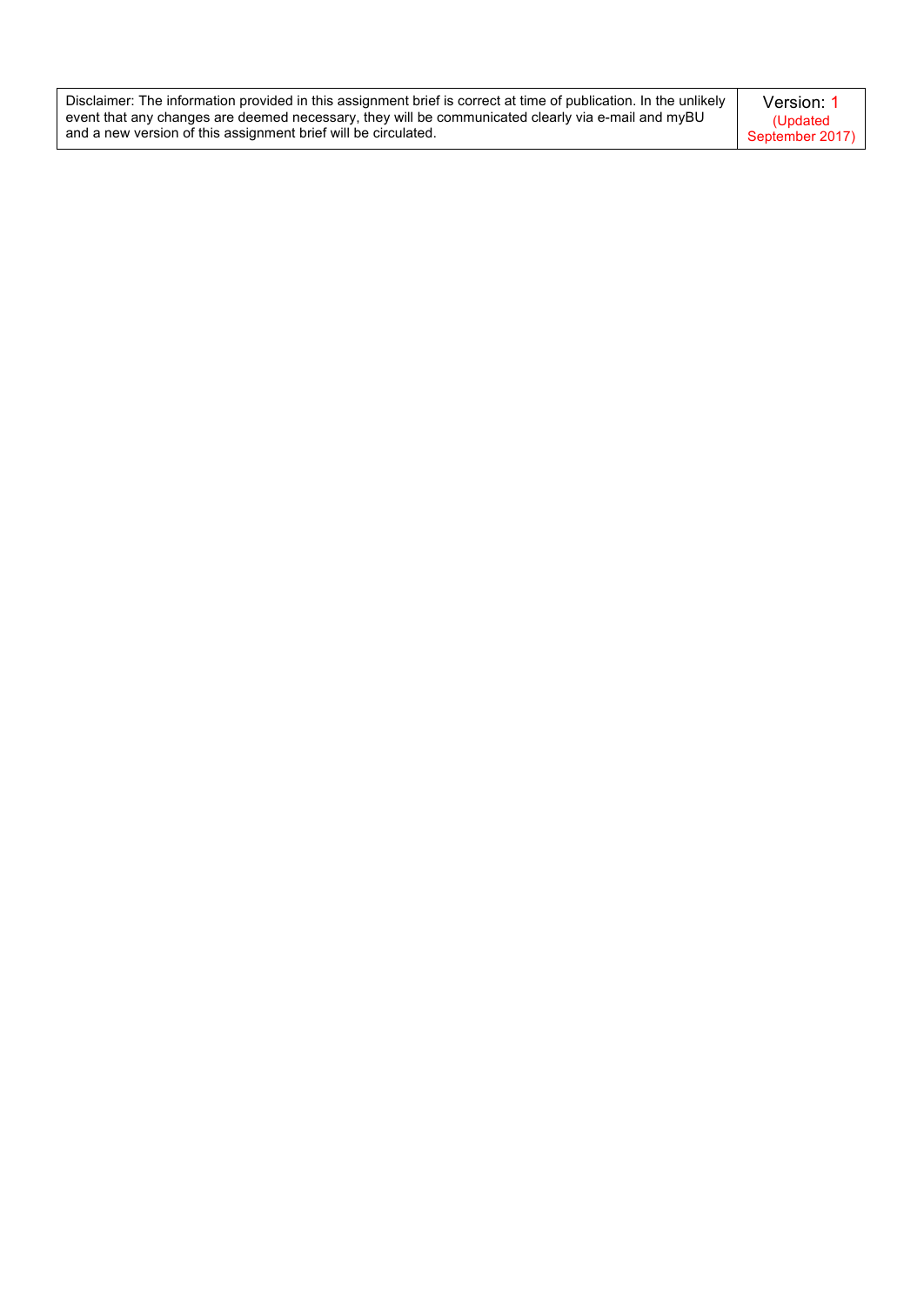| | |
|---|---|
| Disclaimer: The information provided in this assignment brief is correct at time of publication. In the unlikely event that any changes are deemed necessary, they will be communicated clearly via e-mail and myBU and a new version of this assignment brief will be circulated. | Version: 1 (Updated September 2017) |